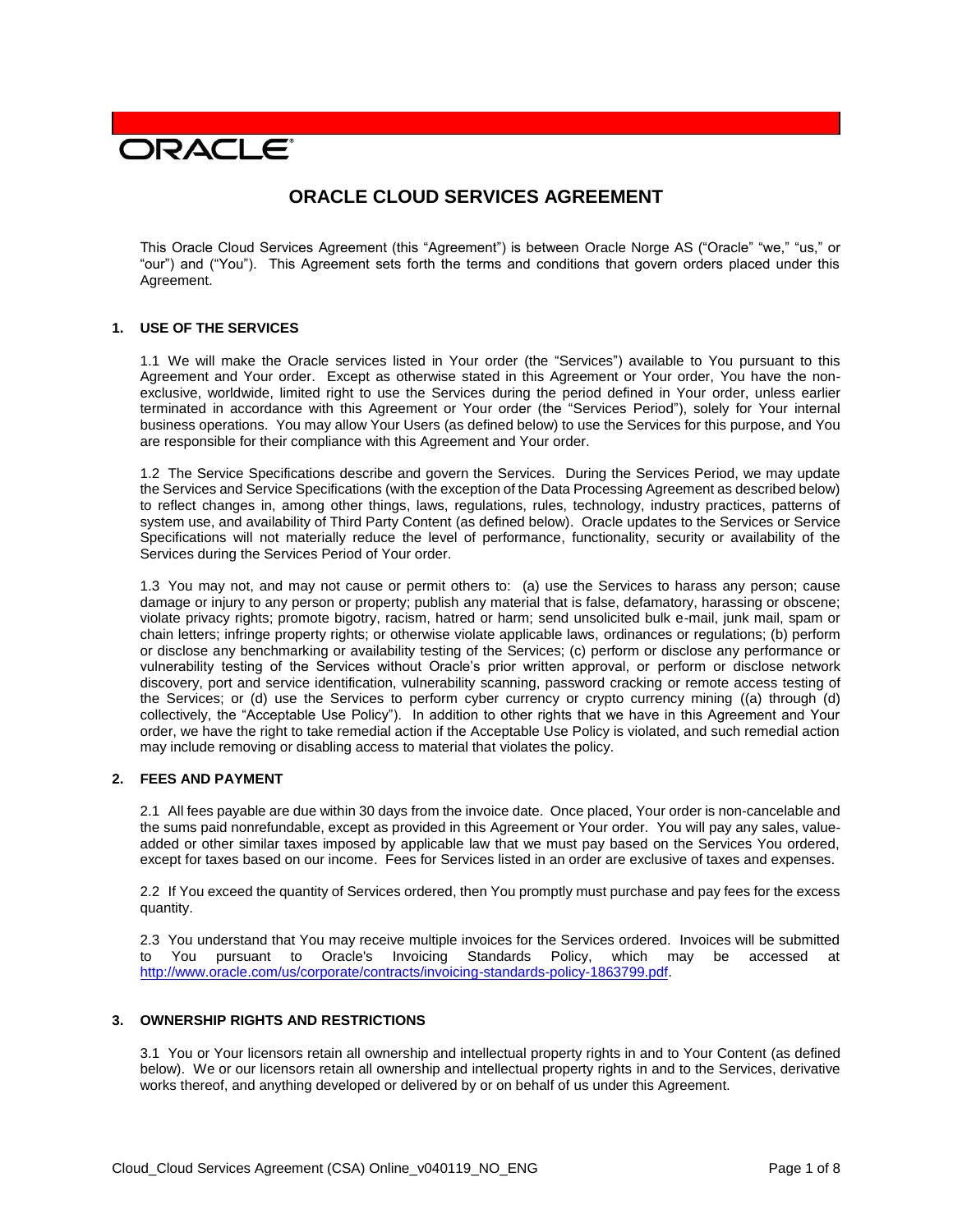ORACLE

# ORACLE CLOUD SERVICES AGREEMENT

This Oracle Cloud Services Agreement (this "Agreement") is between Oracle Norge AS ("Oracle" "we," "us," or "our") and ("You"). This Agreement sets forth the terms and conditions that govern orders placed under this Agreement.

## 1. USE OF THE SERVICES

1.1 We will make the Oracle services listed in Your order (the "Services") available to You pursuant to this Agreement and Your order. Except as otherwise stated in this Agreement or Your order, You have the non-exclusive, worldwide, limited right to use the Services during the period defined in Your order, unless earlier terminated in accordance with this Agreement or Your order (the "Services Period"), solely for Your internal business operations. You may allow Your Users (as defined below) to use the Services for this purpose, and You are responsible for their compliance with this Agreement and Your order.

1.2 The Service Specifications describe and govern the Services. During the Services Period, we may update the Services and Service Specifications (with the exception of the Data Processing Agreement as described below) to reflect changes in, among other things, laws, regulations, rules, technology, industry practices, patterns of system use, and availability of Third Party Content (as defined below). Oracle updates to the Services or Service Specifications will not materially reduce the level of performance, functionality, security or availability of the Services during the Services Period of Your order.

1.3 You may not, and may not cause or permit others to: (a) use the Services to harass any person; cause damage or injury to any person or property; publish any material that is false, defamatory, harassing or obscene; violate privacy rights; promote bigotry, racism, hatred or harm; send unsolicited bulk e-mail, junk mail, spam or chain letters; infringe property rights; or otherwise violate applicable laws, ordinances or regulations; (b) perform or disclose any benchmarking or availability testing of the Services; (c) perform or disclose any performance or vulnerability testing of the Services without Oracle's prior written approval, or perform or disclose network discovery, port and service identification, vulnerability scanning, password cracking or remote access testing of the Services; or (d) use the Services to perform cyber currency or crypto currency mining ((a) through (d) collectively, the "Acceptable Use Policy"). In addition to other rights that we have in this Agreement and Your order, we have the right to take remedial action if the Acceptable Use Policy is violated, and such remedial action may include removing or disabling access to material that violates the policy.

## 2. FEES AND PAYMENT

2.1 All fees payable are due within 30 days from the invoice date. Once placed, Your order is non-cancelable and the sums paid nonrefundable, except as provided in this Agreement or Your order. You will pay any sales, value-added or other similar taxes imposed by applicable law that we must pay based on the Services You ordered, except for taxes based on our income. Fees for Services listed in an order are exclusive of taxes and expenses.

2.2 If You exceed the quantity of Services ordered, then You promptly must purchase and pay fees for the excess quantity.

2.3 You understand that You may receive multiple invoices for the Services ordered. Invoices will be submitted to You pursuant to Oracle's Invoicing Standards Policy, which may be accessed at http://www.oracle.com/us/corporate/contracts/invoicing-standards-policy-1863799.pdf.

## 3. OWNERSHIP RIGHTS AND RESTRICTIONS

3.1 You or Your licensors retain all ownership and intellectual property rights in and to Your Content (as defined below). We or our licensors retain all ownership and intellectual property rights in and to the Services, derivative works thereof, and anything developed or delivered by or on behalf of us under this Agreement.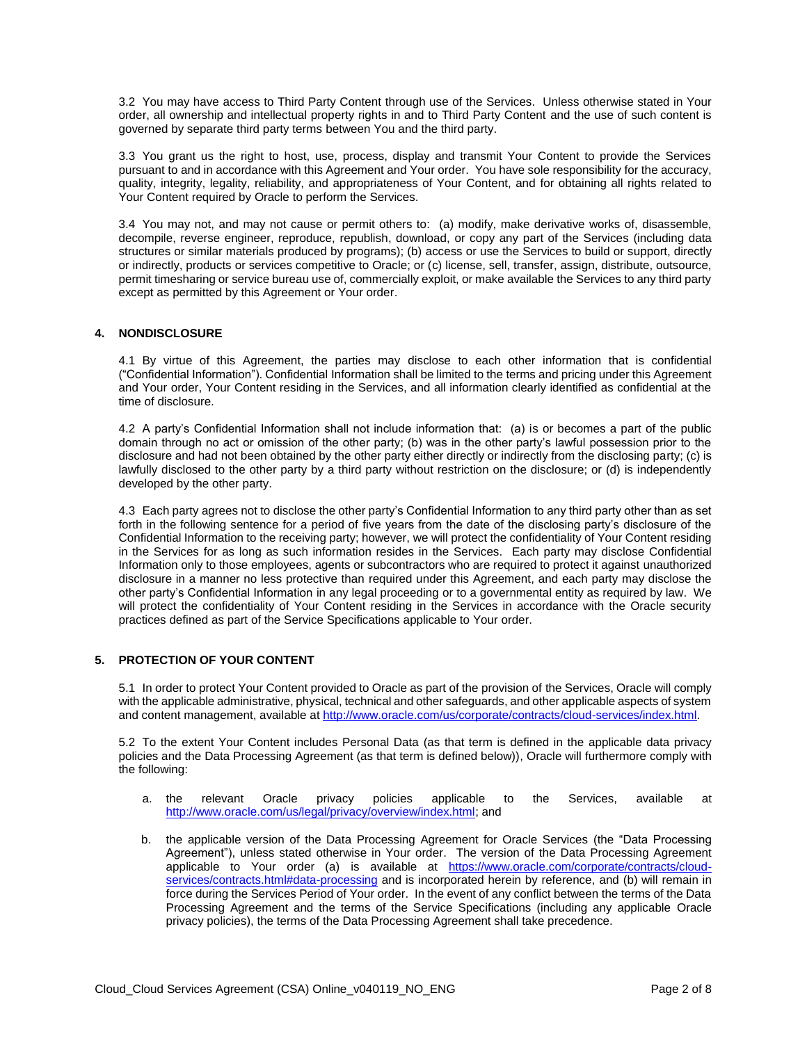3.2 You may have access to Third Party Content through use of the Services. Unless otherwise stated in Your order, all ownership and intellectual property rights in and to Third Party Content and the use of such content is governed by separate third party terms between You and the third party.

3.3 You grant us the right to host, use, process, display and transmit Your Content to provide the Services pursuant to and in accordance with this Agreement and Your order. You have sole responsibility for the accuracy, quality, integrity, legality, reliability, and appropriateness of Your Content, and for obtaining all rights related to Your Content required by Oracle to perform the Services.

3.4 You may not, and may not cause or permit others to: (a) modify, make derivative works of, disassemble, decompile, reverse engineer, reproduce, republish, download, or copy any part of the Services (including data structures or similar materials produced by programs); (b) access or use the Services to build or support, directly or indirectly, products or services competitive to Oracle; or (c) license, sell, transfer, assign, distribute, outsource, permit timesharing or service bureau use of, commercially exploit, or make available the Services to any third party except as permitted by this Agreement or Your order.

## 4. NONDISCLOSURE

4.1 By virtue of this Agreement, the parties may disclose to each other information that is confidential ("Confidential Information"). Confidential Information shall be limited to the terms and pricing under this Agreement and Your order, Your Content residing in the Services, and all information clearly identified as confidential at the time of disclosure.

4.2 A party's Confidential Information shall not include information that: (a) is or becomes a part of the public domain through no act or omission of the other party; (b) was in the other party's lawful possession prior to the disclosure and had not been obtained by the other party either directly or indirectly from the disclosing party; (c) is lawfully disclosed to the other party by a third party without restriction on the disclosure; or (d) is independently developed by the other party.

4.3 Each party agrees not to disclose the other party's Confidential Information to any third party other than as set forth in the following sentence for a period of five years from the date of the disclosing party's disclosure of the Confidential Information to the receiving party; however, we will protect the confidentiality of Your Content residing in the Services for as long as such information resides in the Services. Each party may disclose Confidential Information only to those employees, agents or subcontractors who are required to protect it against unauthorized disclosure in a manner no less protective than required under this Agreement, and each party may disclose the other party's Confidential Information in any legal proceeding or to a governmental entity as required by law. We will protect the confidentiality of Your Content residing in the Services in accordance with the Oracle security practices defined as part of the Service Specifications applicable to Your order.

## 5. PROTECTION OF YOUR CONTENT

5.1 In order to protect Your Content provided to Oracle as part of the provision of the Services, Oracle will comply with the applicable administrative, physical, technical and other safeguards, and other applicable aspects of system and content management, available at http://www.oracle.com/us/corporate/contracts/cloud-services/index.html.

5.2 To the extent Your Content includes Personal Data (as that term is defined in the applicable data privacy policies and the Data Processing Agreement (as that term is defined below)), Oracle will furthermore comply with the following:

a. the relevant Oracle privacy policies applicable to the Services, available at http://www.oracle.com/us/legal/privacy/overview/index.html; and

b. the applicable version of the Data Processing Agreement for Oracle Services (the "Data Processing Agreement"), unless stated otherwise in Your order. The version of the Data Processing Agreement applicable to Your order (a) is available at https://www.oracle.com/corporate/contracts/cloud-services/contracts.html#data-processing and is incorporated herein by reference, and (b) will remain in force during the Services Period of Your order. In the event of any conflict between the terms of the Data Processing Agreement and the terms of the Service Specifications (including any applicable Oracle privacy policies), the terms of the Data Processing Agreement shall take precedence.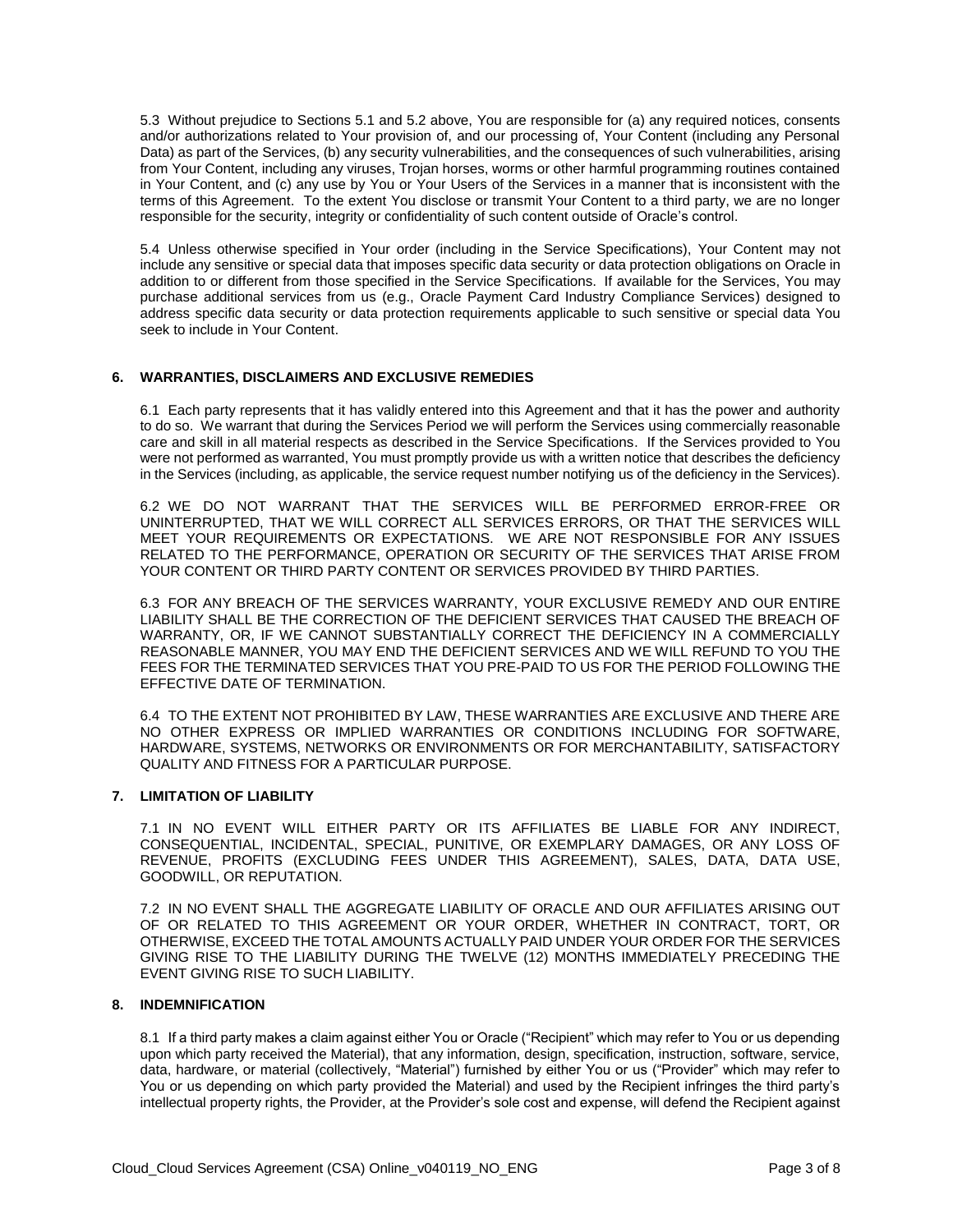5.3 Without prejudice to Sections 5.1 and 5.2 above, You are responsible for (a) any required notices, consents and/or authorizations related to Your provision of, and our processing of, Your Content (including any Personal Data) as part of the Services, (b) any security vulnerabilities, and the consequences of such vulnerabilities, arising from Your Content, including any viruses, Trojan horses, worms or other harmful programming routines contained in Your Content, and (c) any use by You or Your Users of the Services in a manner that is inconsistent with the terms of this Agreement. To the extent You disclose or transmit Your Content to a third party, we are no longer responsible for the security, integrity or confidentiality of such content outside of Oracle's control.

5.4 Unless otherwise specified in Your order (including in the Service Specifications), Your Content may not include any sensitive or special data that imposes specific data security or data protection obligations on Oracle in addition to or different from those specified in the Service Specifications. If available for the Services, You may purchase additional services from us (e.g., Oracle Payment Card Industry Compliance Services) designed to address specific data security or data protection requirements applicable to such sensitive or special data You seek to include in Your Content.

## 6. WARRANTIES, DISCLAIMERS AND EXCLUSIVE REMEDIES

6.1 Each party represents that it has validly entered into this Agreement and that it has the power and authority to do so. We warrant that during the Services Period we will perform the Services using commercially reasonable care and skill in all material respects as described in the Service Specifications. If the Services provided to You were not performed as warranted, You must promptly provide us with a written notice that describes the deficiency in the Services (including, as applicable, the service request number notifying us of the deficiency in the Services).

6.2 WE DO NOT WARRANT THAT THE SERVICES WILL BE PERFORMED ERROR-FREE OR UNINTERRUPTED, THAT WE WILL CORRECT ALL SERVICES ERRORS, OR THAT THE SERVICES WILL MEET YOUR REQUIREMENTS OR EXPECTATIONS. WE ARE NOT RESPONSIBLE FOR ANY ISSUES RELATED TO THE PERFORMANCE, OPERATION OR SECURITY OF THE SERVICES THAT ARISE FROM YOUR CONTENT OR THIRD PARTY CONTENT OR SERVICES PROVIDED BY THIRD PARTIES.

6.3 FOR ANY BREACH OF THE SERVICES WARRANTY, YOUR EXCLUSIVE REMEDY AND OUR ENTIRE LIABILITY SHALL BE THE CORRECTION OF THE DEFICIENT SERVICES THAT CAUSED THE BREACH OF WARRANTY, OR, IF WE CANNOT SUBSTANTIALLY CORRECT THE DEFICIENCY IN A COMMERCIALLY REASONABLE MANNER, YOU MAY END THE DEFICIENT SERVICES AND WE WILL REFUND TO YOU THE FEES FOR THE TERMINATED SERVICES THAT YOU PRE-PAID TO US FOR THE PERIOD FOLLOWING THE EFFECTIVE DATE OF TERMINATION.

6.4 TO THE EXTENT NOT PROHIBITED BY LAW, THESE WARRANTIES ARE EXCLUSIVE AND THERE ARE NO OTHER EXPRESS OR IMPLIED WARRANTIES OR CONDITIONS INCLUDING FOR SOFTWARE, HARDWARE, SYSTEMS, NETWORKS OR ENVIRONMENTS OR FOR MERCHANTABILITY, SATISFACTORY QUALITY AND FITNESS FOR A PARTICULAR PURPOSE.

## 7. LIMITATION OF LIABILITY

7.1 IN NO EVENT WILL EITHER PARTY OR ITS AFFILIATES BE LIABLE FOR ANY INDIRECT, CONSEQUENTIAL, INCIDENTAL, SPECIAL, PUNITIVE, OR EXEMPLARY DAMAGES, OR ANY LOSS OF REVENUE, PROFITS (EXCLUDING FEES UNDER THIS AGREEMENT), SALES, DATA, DATA USE, GOODWILL, OR REPUTATION.

7.2 IN NO EVENT SHALL THE AGGREGATE LIABILITY OF ORACLE AND OUR AFFILIATES ARISING OUT OF OR RELATED TO THIS AGREEMENT OR YOUR ORDER, WHETHER IN CONTRACT, TORT, OR OTHERWISE, EXCEED THE TOTAL AMOUNTS ACTUALLY PAID UNDER YOUR ORDER FOR THE SERVICES GIVING RISE TO THE LIABILITY DURING THE TWELVE (12) MONTHS IMMEDIATELY PRECEDING THE EVENT GIVING RISE TO SUCH LIABILITY.

## 8. INDEMNIFICATION

8.1 If a third party makes a claim against either You or Oracle ("Recipient" which may refer to You or us depending upon which party received the Material), that any information, design, specification, instruction, software, service, data, hardware, or material (collectively, "Material") furnished by either You or us ("Provider" which may refer to You or us depending on which party provided the Material) and used by the Recipient infringes the third party's intellectual property rights, the Provider, at the Provider's sole cost and expense, will defend the Recipient against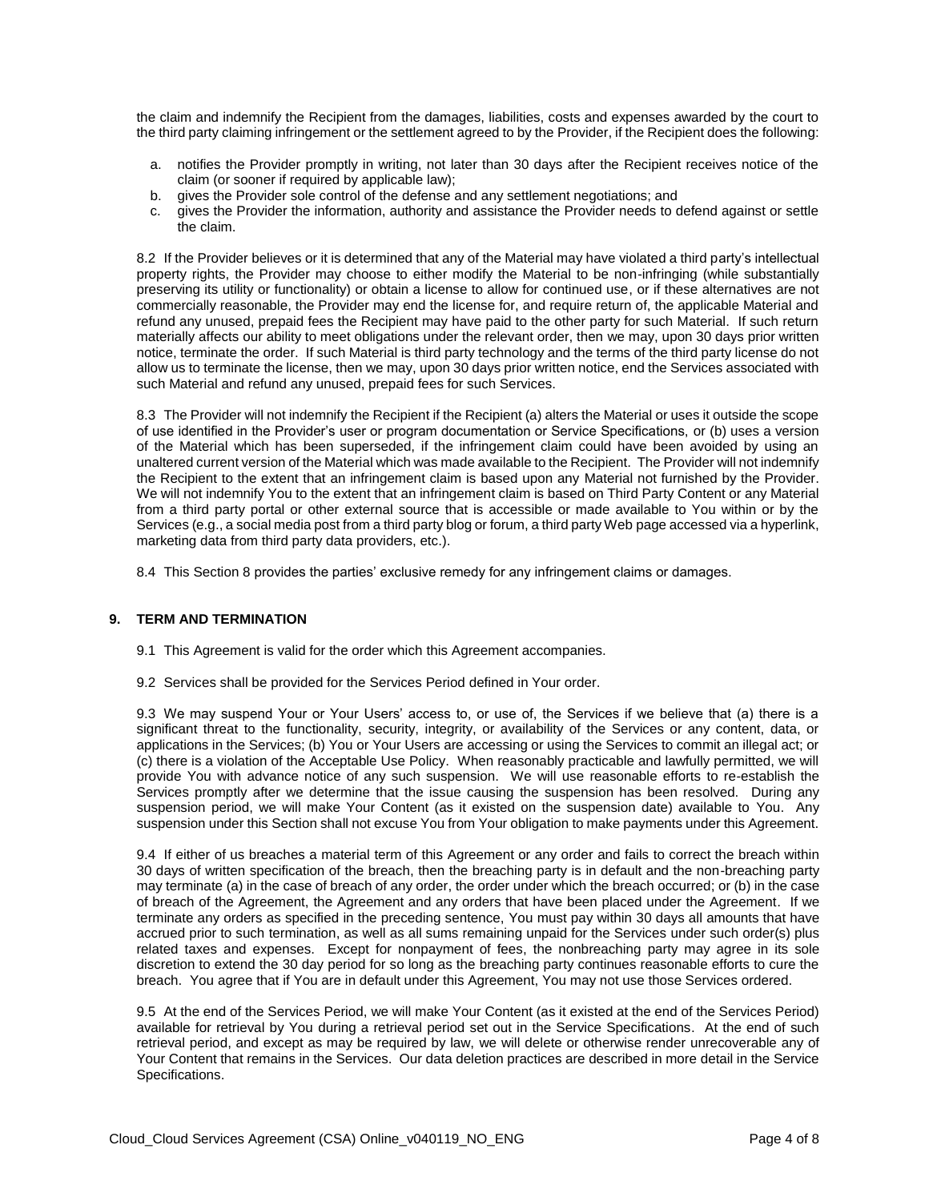the claim and indemnify the Recipient from the damages, liabilities, costs and expenses awarded by the court to the third party claiming infringement or the settlement agreed to by the Provider, if the Recipient does the following:

a. notifies the Provider promptly in writing, not later than 30 days after the Recipient receives notice of the claim (or sooner if required by applicable law);
b. gives the Provider sole control of the defense and any settlement negotiations; and
c. gives the Provider the information, authority and assistance the Provider needs to defend against or settle the claim.

8.2 If the Provider believes or it is determined that any of the Material may have violated a third party's intellectual property rights, the Provider may choose to either modify the Material to be non-infringing (while substantially preserving its utility or functionality) or obtain a license to allow for continued use, or if these alternatives are not commercially reasonable, the Provider may end the license for, and require return of, the applicable Material and refund any unused, prepaid fees the Recipient may have paid to the other party for such Material. If such return materially affects our ability to meet obligations under the relevant order, then we may, upon 30 days prior written notice, terminate the order. If such Material is third party technology and the terms of the third party license do not allow us to terminate the license, then we may, upon 30 days prior written notice, end the Services associated with such Material and refund any unused, prepaid fees for such Services.

8.3 The Provider will not indemnify the Recipient if the Recipient (a) alters the Material or uses it outside the scope of use identified in the Provider's user or program documentation or Service Specifications, or (b) uses a version of the Material which has been superseded, if the infringement claim could have been avoided by using an unaltered current version of the Material which was made available to the Recipient. The Provider will not indemnify the Recipient to the extent that an infringement claim is based upon any Material not furnished by the Provider. We will not indemnify You to the extent that an infringement claim is based on Third Party Content or any Material from a third party portal or other external source that is accessible or made available to You within or by the Services (e.g., a social media post from a third party blog or forum, a third party Web page accessed via a hyperlink, marketing data from third party data providers, etc.).

8.4 This Section 8 provides the parties' exclusive remedy for any infringement claims or damages.

## 9. TERM AND TERMINATION

9.1 This Agreement is valid for the order which this Agreement accompanies.

9.2 Services shall be provided for the Services Period defined in Your order.

9.3 We may suspend Your or Your Users' access to, or use of, the Services if we believe that (a) there is a significant threat to the functionality, security, integrity, or availability of the Services or any content, data, or applications in the Services; (b) You or Your Users are accessing or using the Services to commit an illegal act; or (c) there is a violation of the Acceptable Use Policy. When reasonably practicable and lawfully permitted, we will provide You with advance notice of any such suspension. We will use reasonable efforts to re-establish the Services promptly after we determine that the issue causing the suspension has been resolved. During any suspension period, we will make Your Content (as it existed on the suspension date) available to You. Any suspension under this Section shall not excuse You from Your obligation to make payments under this Agreement.

9.4 If either of us breaches a material term of this Agreement or any order and fails to correct the breach within 30 days of written specification of the breach, then the breaching party is in default and the non-breaching party may terminate (a) in the case of breach of any order, the order under which the breach occurred; or (b) in the case of breach of the Agreement, the Agreement and any orders that have been placed under the Agreement. If we terminate any orders as specified in the preceding sentence, You must pay within 30 days all amounts that have accrued prior to such termination, as well as all sums remaining unpaid for the Services under such order(s) plus related taxes and expenses. Except for nonpayment of fees, the nonbreaching party may agree in its sole discretion to extend the 30 day period for so long as the breaching party continues reasonable efforts to cure the breach. You agree that if You are in default under this Agreement, You may not use those Services ordered.

9.5 At the end of the Services Period, we will make Your Content (as it existed at the end of the Services Period) available for retrieval by You during a retrieval period set out in the Service Specifications. At the end of such retrieval period, and except as may be required by law, we will delete or otherwise render unrecoverable any of Your Content that remains in the Services. Our data deletion practices are described in more detail in the Service Specifications.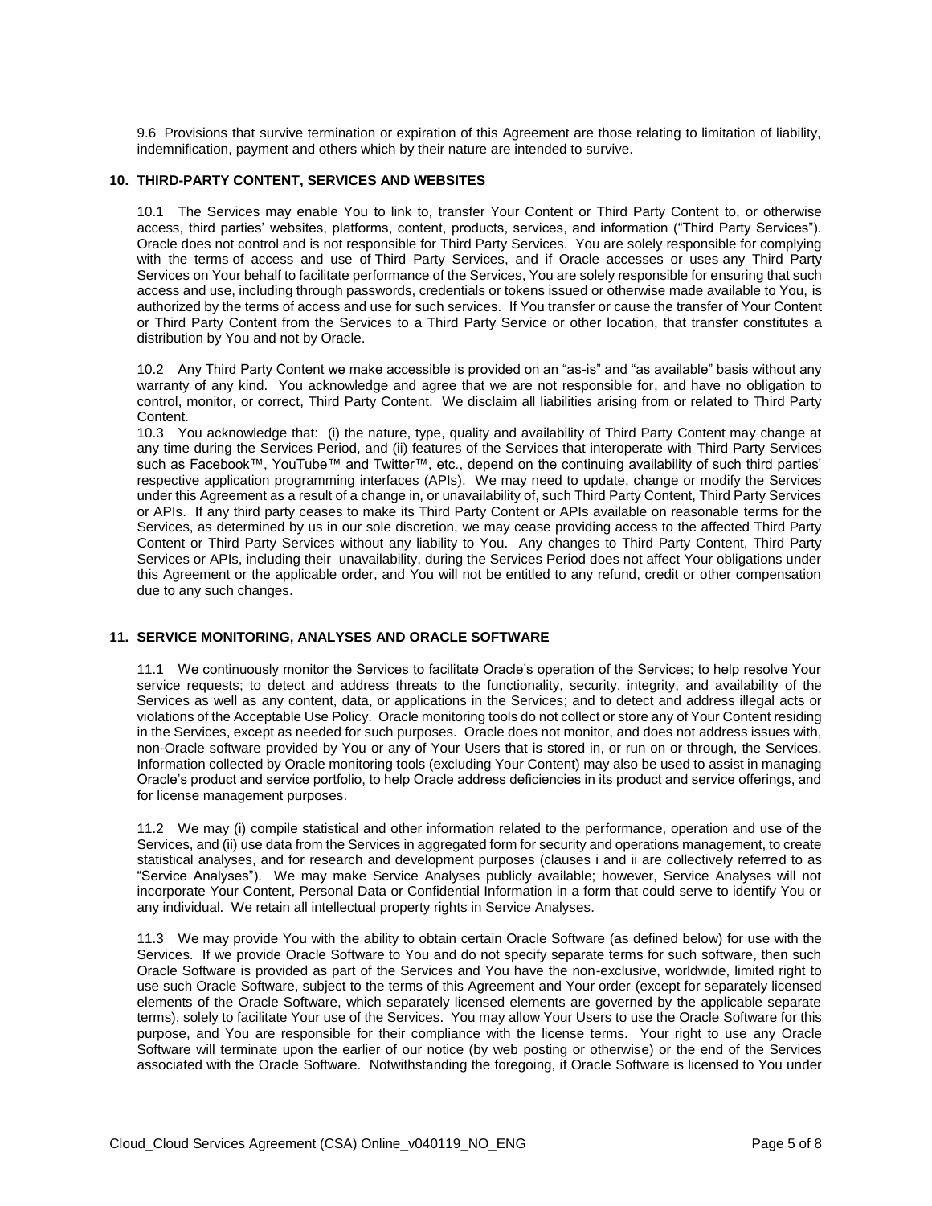9.6 Provisions that survive termination or expiration of this Agreement are those relating to limitation of liability, indemnification, payment and others which by their nature are intended to survive.

## 10. THIRD-PARTY CONTENT, SERVICES AND WEBSITES

10.1 The Services may enable You to link to, transfer Your Content or Third Party Content to, or otherwise access, third parties' websites, platforms, content, products, services, and information ("Third Party Services"). Oracle does not control and is not responsible for Third Party Services. You are solely responsible for complying with the terms of access and use of Third Party Services, and if Oracle accesses or uses any Third Party Services on Your behalf to facilitate performance of the Services, You are solely responsible for ensuring that such access and use, including through passwords, credentials or tokens issued or otherwise made available to You, is authorized by the terms of access and use for such services. If You transfer or cause the transfer of Your Content or Third Party Content from the Services to a Third Party Service or other location, that transfer constitutes a distribution by You and not by Oracle.

10.2 Any Third Party Content we make accessible is provided on an "as-is" and "as available" basis without any warranty of any kind. You acknowledge and agree that we are not responsible for, and have no obligation to control, monitor, or correct, Third Party Content. We disclaim all liabilities arising from or related to Third Party Content.

10.3 You acknowledge that: (i) the nature, type, quality and availability of Third Party Content may change at any time during the Services Period, and (ii) features of the Services that interoperate with Third Party Services such as Facebook™, YouTube™ and Twitter™, etc., depend on the continuing availability of such third parties' respective application programming interfaces (APIs). We may need to update, change or modify the Services under this Agreement as a result of a change in, or unavailability of, such Third Party Content, Third Party Services or APIs. If any third party ceases to make its Third Party Content or APIs available on reasonable terms for the Services, as determined by us in our sole discretion, we may cease providing access to the affected Third Party Content or Third Party Services without any liability to You. Any changes to Third Party Content, Third Party Services or APIs, including their unavailability, during the Services Period does not affect Your obligations under this Agreement or the applicable order, and You will not be entitled to any refund, credit or other compensation due to any such changes.

## 11. SERVICE MONITORING, ANALYSES AND ORACLE SOFTWARE

11.1 We continuously monitor the Services to facilitate Oracle's operation of the Services; to help resolve Your service requests; to detect and address threats to the functionality, security, integrity, and availability of the Services as well as any content, data, or applications in the Services; and to detect and address illegal acts or violations of the Acceptable Use Policy. Oracle monitoring tools do not collect or store any of Your Content residing in the Services, except as needed for such purposes. Oracle does not monitor, and does not address issues with, non-Oracle software provided by You or any of Your Users that is stored in, or run on or through, the Services. Information collected by Oracle monitoring tools (excluding Your Content) may also be used to assist in managing Oracle's product and service portfolio, to help Oracle address deficiencies in its product and service offerings, and for license management purposes.

11.2 We may (i) compile statistical and other information related to the performance, operation and use of the Services, and (ii) use data from the Services in aggregated form for security and operations management, to create statistical analyses, and for research and development purposes (clauses i and ii are collectively referred to as "Service Analyses"). We may make Service Analyses publicly available; however, Service Analyses will not incorporate Your Content, Personal Data or Confidential Information in a form that could serve to identify You or any individual. We retain all intellectual property rights in Service Analyses.

11.3 We may provide You with the ability to obtain certain Oracle Software (as defined below) for use with the Services. If we provide Oracle Software to You and do not specify separate terms for such software, then such Oracle Software is provided as part of the Services and You have the non-exclusive, worldwide, limited right to use such Oracle Software, subject to the terms of this Agreement and Your order (except for separately licensed elements of the Oracle Software, which separately licensed elements are governed by the applicable separate terms), solely to facilitate Your use of the Services. You may allow Your Users to use the Oracle Software for this purpose, and You are responsible for their compliance with the license terms. Your right to use any Oracle Software will terminate upon the earlier of our notice (by web posting or otherwise) or the end of the Services associated with the Oracle Software. Notwithstanding the foregoing, if Oracle Software is licensed to You under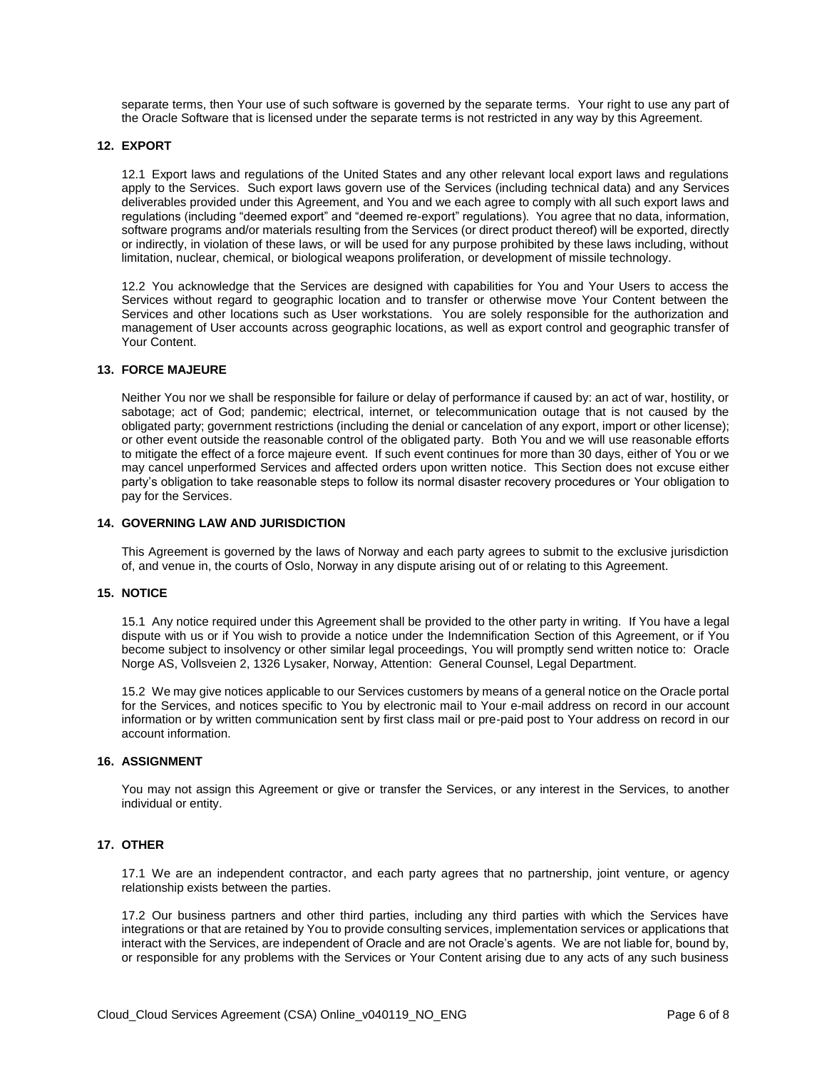separate terms, then Your use of such software is governed by the separate terms. Your right to use any part of the Oracle Software that is licensed under the separate terms is not restricted in any way by this Agreement.

## 12. EXPORT

12.1 Export laws and regulations of the United States and any other relevant local export laws and regulations apply to the Services. Such export laws govern use of the Services (including technical data) and any Services deliverables provided under this Agreement, and You and we each agree to comply with all such export laws and regulations (including "deemed export" and "deemed re-export" regulations). You agree that no data, information, software programs and/or materials resulting from the Services (or direct product thereof) will be exported, directly or indirectly, in violation of these laws, or will be used for any purpose prohibited by these laws including, without limitation, nuclear, chemical, or biological weapons proliferation, or development of missile technology.

12.2 You acknowledge that the Services are designed with capabilities for You and Your Users to access the Services without regard to geographic location and to transfer or otherwise move Your Content between the Services and other locations such as User workstations. You are solely responsible for the authorization and management of User accounts across geographic locations, as well as export control and geographic transfer of Your Content.

## 13. FORCE MAJEURE

Neither You nor we shall be responsible for failure or delay of performance if caused by: an act of war, hostility, or sabotage; act of God; pandemic; electrical, internet, or telecommunication outage that is not caused by the obligated party; government restrictions (including the denial or cancelation of any export, import or other license); or other event outside the reasonable control of the obligated party. Both You and we will use reasonable efforts to mitigate the effect of a force majeure event. If such event continues for more than 30 days, either of You or we may cancel unperformed Services and affected orders upon written notice. This Section does not excuse either party's obligation to take reasonable steps to follow its normal disaster recovery procedures or Your obligation to pay for the Services.

## 14. GOVERNING LAW AND JURISDICTION

This Agreement is governed by the laws of Norway and each party agrees to submit to the exclusive jurisdiction of, and venue in, the courts of Oslo, Norway in any dispute arising out of or relating to this Agreement.

## 15. NOTICE

15.1 Any notice required under this Agreement shall be provided to the other party in writing. If You have a legal dispute with us or if You wish to provide a notice under the Indemnification Section of this Agreement, or if You become subject to insolvency or other similar legal proceedings, You will promptly send written notice to: Oracle Norge AS, Vollsveien 2, 1326 Lysaker, Norway, Attention: General Counsel, Legal Department.

15.2 We may give notices applicable to our Services customers by means of a general notice on the Oracle portal for the Services, and notices specific to You by electronic mail to Your e-mail address on record in our account information or by written communication sent by first class mail or pre-paid post to Your address on record in our account information.

## 16. ASSIGNMENT

You may not assign this Agreement or give or transfer the Services, or any interest in the Services, to another individual or entity.

## 17. OTHER

17.1 We are an independent contractor, and each party agrees that no partnership, joint venture, or agency relationship exists between the parties.

17.2 Our business partners and other third parties, including any third parties with which the Services have integrations or that are retained by You to provide consulting services, implementation services or applications that interact with the Services, are independent of Oracle and are not Oracle's agents. We are not liable for, bound by, or responsible for any problems with the Services or Your Content arising due to any acts of any such business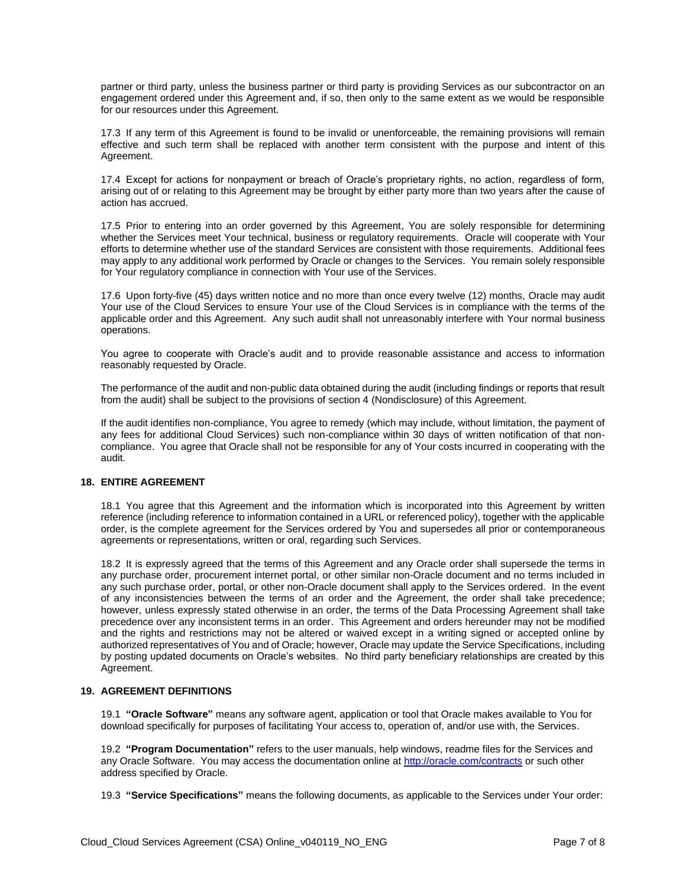partner or third party, unless the business partner or third party is providing Services as our subcontractor on an engagement ordered under this Agreement and, if so, then only to the same extent as we would be responsible for our resources under this Agreement.

17.3 If any term of this Agreement is found to be invalid or unenforceable, the remaining provisions will remain effective and such term shall be replaced with another term consistent with the purpose and intent of this Agreement.

17.4 Except for actions for nonpayment or breach of Oracle's proprietary rights, no action, regardless of form, arising out of or relating to this Agreement may be brought by either party more than two years after the cause of action has accrued.

17.5 Prior to entering into an order governed by this Agreement, You are solely responsible for determining whether the Services meet Your technical, business or regulatory requirements. Oracle will cooperate with Your efforts to determine whether use of the standard Services are consistent with those requirements. Additional fees may apply to any additional work performed by Oracle or changes to the Services. You remain solely responsible for Your regulatory compliance in connection with Your use of the Services.

17.6 Upon forty-five (45) days written notice and no more than once every twelve (12) months, Oracle may audit Your use of the Cloud Services to ensure Your use of the Cloud Services is in compliance with the terms of the applicable order and this Agreement. Any such audit shall not unreasonably interfere with Your normal business operations.

You agree to cooperate with Oracle's audit and to provide reasonable assistance and access to information reasonably requested by Oracle.

The performance of the audit and non-public data obtained during the audit (including findings or reports that result from the audit) shall be subject to the provisions of section 4 (Nondisclosure) of this Agreement.

If the audit identifies non-compliance, You agree to remedy (which may include, without limitation, the payment of any fees for additional Cloud Services) such non-compliance within 30 days of written notification of that non-compliance. You agree that Oracle shall not be responsible for any of Your costs incurred in cooperating with the audit.

## 18. ENTIRE AGREEMENT

18.1 You agree that this Agreement and the information which is incorporated into this Agreement by written reference (including reference to information contained in a URL or referenced policy), together with the applicable order, is the complete agreement for the Services ordered by You and supersedes all prior or contemporaneous agreements or representations, written or oral, regarding such Services.

18.2 It is expressly agreed that the terms of this Agreement and any Oracle order shall supersede the terms in any purchase order, procurement internet portal, or other similar non-Oracle document and no terms included in any such purchase order, portal, or other non-Oracle document shall apply to the Services ordered. In the event of any inconsistencies between the terms of an order and the Agreement, the order shall take precedence; however, unless expressly stated otherwise in an order, the terms of the Data Processing Agreement shall take precedence over any inconsistent terms in an order. This Agreement and orders hereunder may not be modified and the rights and restrictions may not be altered or waived except in a writing signed or accepted online by authorized representatives of You and of Oracle; however, Oracle may update the Service Specifications, including by posting updated documents on Oracle's websites. No third party beneficiary relationships are created by this Agreement.

## 19. AGREEMENT DEFINITIONS

19.1 **"Oracle Software"** means any software agent, application or tool that Oracle makes available to You for download specifically for purposes of facilitating Your access to, operation of, and/or use with, the Services.

19.2 **"Program Documentation"** refers to the user manuals, help windows, readme files for the Services and any Oracle Software. You may access the documentation online at [http://oracle.com/contracts](http://oracle.com/contracts) or such other address specified by Oracle.

19.3 **"Service Specifications"** means the following documents, as applicable to the Services under Your order: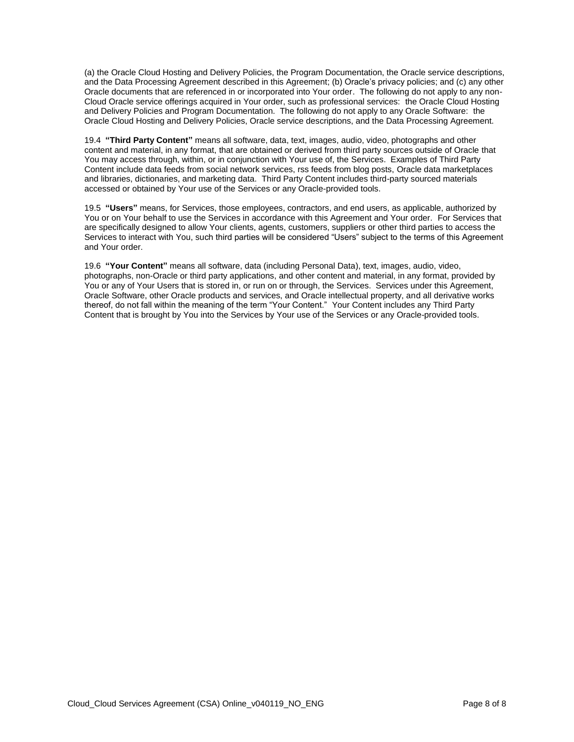(a) the Oracle Cloud Hosting and Delivery Policies, the Program Documentation, the Oracle service descriptions, and the Data Processing Agreement described in this Agreement; (b) Oracle's privacy policies; and (c) any other Oracle documents that are referenced in or incorporated into Your order. The following do not apply to any non-Cloud Oracle service offerings acquired in Your order, such as professional services: the Oracle Cloud Hosting and Delivery Policies and Program Documentation. The following do not apply to any Oracle Software: the Oracle Cloud Hosting and Delivery Policies, Oracle service descriptions, and the Data Processing Agreement.

19.4 **"Third Party Content"** means all software, data, text, images, audio, video, photographs and other content and material, in any format, that are obtained or derived from third party sources outside of Oracle that You may access through, within, or in conjunction with Your use of, the Services. Examples of Third Party Content include data feeds from social network services, rss feeds from blog posts, Oracle data marketplaces and libraries, dictionaries, and marketing data. Third Party Content includes third-party sourced materials accessed or obtained by Your use of the Services or any Oracle-provided tools.

19.5 **"Users"** means, for Services, those employees, contractors, and end users, as applicable, authorized by You or on Your behalf to use the Services in accordance with this Agreement and Your order. For Services that are specifically designed to allow Your clients, agents, customers, suppliers or other third parties to access the Services to interact with You, such third parties will be considered "Users" subject to the terms of this Agreement and Your order.

19.6 **"Your Content"** means all software, data (including Personal Data), text, images, audio, video, photographs, non-Oracle or third party applications, and other content and material, in any format, provided by You or any of Your Users that is stored in, or run on or through, the Services. Services under this Agreement, Oracle Software, other Oracle products and services, and Oracle intellectual property, and all derivative works thereof, do not fall within the meaning of the term "Your Content." Your Content includes any Third Party Content that is brought by You into the Services by Your use of the Services or any Oracle-provided tools.